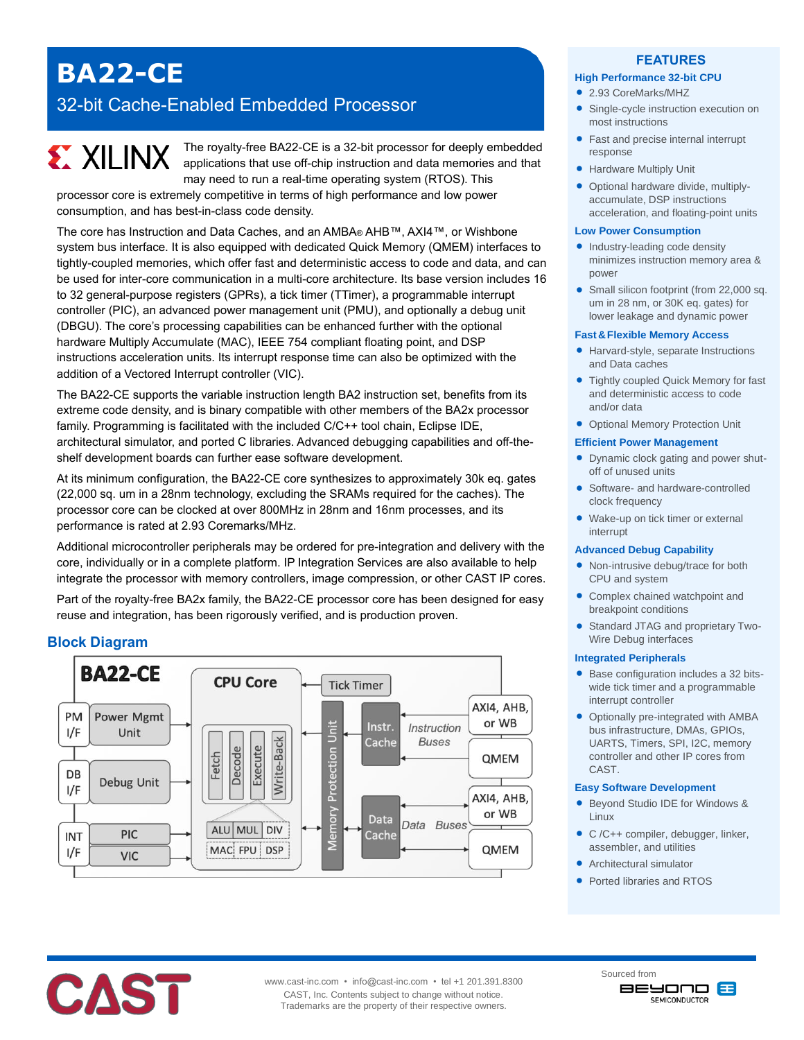# BA22-CE

## 32-bit Cache-Enabled Embedded Processor

XILINX

The royalty-free BA22-CE is a 32-bit processor for deeply embedded applications that use off-chip instruction and data memories and that may need to run a real-time operating system (RTOS). This processor core is extremely competitive in terms of high performance and low power consumption, and has best-in-class code density.

The core has Instruction and Data Caches, and an AMBA® AHB™, AXI4™, or Wishbone system bus interface. It is also equipped with dedicated Quick Memory (QMEM) interfaces to tightly-coupled memories, which offer fast and deterministic access to code and data, and can be used for inter-core communication in a multi-core architecture. Its base version includes 16 to 32 general-purpose registers (GPRs), a tick timer (TTimer), a programmable interrupt controller (PIC), an advanced power management unit (PMU), and optionally a debug unit (DBGU). The core's processing capabilities can be enhanced further with the optional hardware Multiply Accumulate (MAC), IEEE 754 compliant floating point, and DSP instructions acceleration units. Its interrupt response time can also be optimized with the addition of a Vectored Interrupt controller (VIC).

The BA22-CE supports the variable instruction length BA2 instruction set, benefits from its extreme code density, and is binary compatible with other members of the BA2x processor family. Programming is facilitated with the included C/C++ tool chain, Eclipse IDE, architectural simulator, and ported C libraries. Advanced debugging capabilities and off-the-shelf development boards can further ease software development.

At its minimum configuration, the BA22-CE core synthesizes to approximately 30k eq. gates (22,000 sq. um in a 28nm technology, excluding the SRAMs required for the caches). The processor core can be clocked at over 800MHz in 28nm and 16nm processes, and its performance is rated at 2.93 Coremarks/MHz.

Additional microcontroller peripherals may be ordered for pre-integration and delivery with the core, individually or in a complete platform. IP Integration Services are also available to help integrate the processor with memory controllers, image compression, or other CAST IP cores.

Part of the royalty-free BA2x family, the BA22-CE processor core has been designed for easy reuse and integration, has been rigorously verified, and is production proven.

## Block Diagram

BA22-CE — CPU Core (Fetch, Decode, Execute, Write-Back; ALU, MUL, DIV; MAC, FPU, DSP); Tick Timer; PM I/F – Power Mgmt Unit; DB I/F – Debug Unit; INT I/F – PIC, VIC; Memory Protection Unit; Instr. Cache – Instruction Buses – AXI4, AHB, or WB; QMEM; Data Cache – Data Buses – AXI4, AHB, or WB; QMEM

## FEATURES

### High Performance 32-bit CPU

- 2.93 CoreMarks/MHZ
- Single-cycle instruction execution on most instructions
- Fast and precise internal interrupt response
- Hardware Multiply Unit
- Optional hardware divide, multiply-accumulate, DSP instructions acceleration, and floating-point units

### Low Power Consumption

- Industry-leading code density minimizes instruction memory area & power
- Small silicon footprint (from 22,000 sq. um in 28 nm, or 30K eq. gates) for lower leakage and dynamic power

### Fast & Flexible Memory Access

- Harvard-style, separate Instructions and Data caches
- Tightly coupled Quick Memory for fast and deterministic access to code and/or data
- Optional Memory Protection Unit

### Efficient Power Management

- Dynamic clock gating and power shut-off of unused units
- Software- and hardware-controlled clock frequency
- Wake-up on tick timer or external interrupt

### Advanced Debug Capability

- Non-intrusive debug/trace for both CPU and system
- Complex chained watchpoint and breakpoint conditions
- Standard JTAG and proprietary Two-Wire Debug interfaces

### Integrated Peripherals

- Base configuration includes a 32 bits-wide tick timer and a programmable interrupt controller
- Optionally pre-integrated with AMBA bus infrastructure, DMAs, GPIOs, UARTS, Timers, SPI, I2C, memory controller and other IP cores from CAST.

### Easy Software Development

- Beyond Studio IDE for Windows & Linux
- C /C++ compiler, debugger, linker, assembler, and utilities
- Architectural simulator
- Ported libraries and RTOS

CAST

www.cast-inc.com • info@cast-inc.com • tel +1 201.391.8300
CAST, Inc. Contents subject to change without notice.
Trademarks are the property of their respective owners.

Sourced from BEYOND SEMICONDUCTOR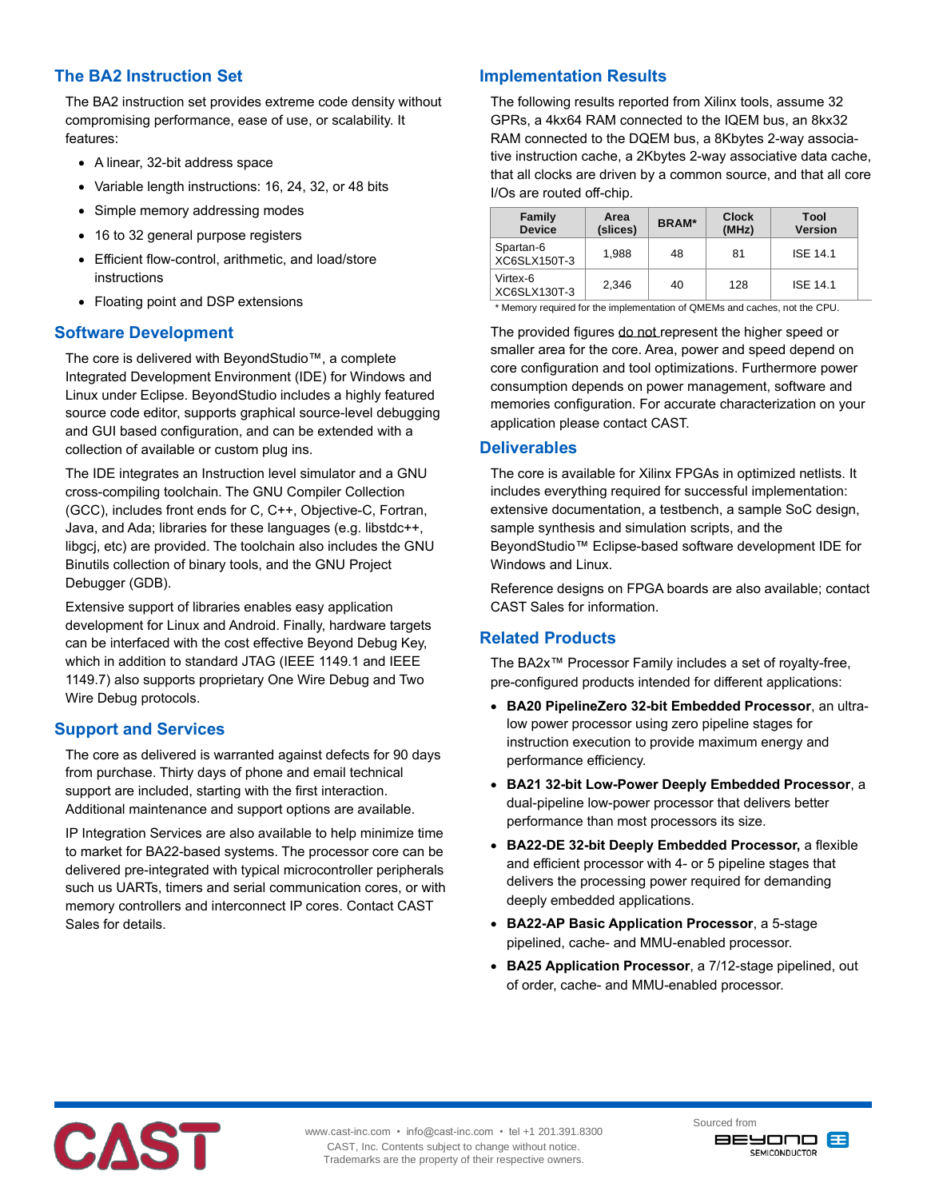## The BA2 Instruction Set

The BA2 instruction set provides extreme code density without compromising performance, ease of use, or scalability. It features:

- A linear, 32-bit address space
- Variable length instructions: 16, 24, 32, or 48 bits
- Simple memory addressing modes
- 16 to 32 general purpose registers
- Efficient flow-control, arithmetic, and load/store instructions
- Floating point and DSP extensions

## Software Development

The core is delivered with BeyondStudio™, a complete Integrated Development Environment (IDE) for Windows and Linux under Eclipse. BeyondStudio includes a highly featured source code editor, supports graphical source-level debugging and GUI based configuration, and can be extended with a collection of available or custom plug ins.

The IDE integrates an Instruction level simulator and a GNU cross-compiling toolchain. The GNU Compiler Collection (GCC), includes front ends for C, C++, Objective-C, Fortran, Java, and Ada; libraries for these languages (e.g. libstdc++, libgcj, etc) are provided. The toolchain also includes the GNU Binutils collection of binary tools, and the GNU Project Debugger (GDB).

Extensive support of libraries enables easy application development for Linux and Android. Finally, hardware targets can be interfaced with the cost effective Beyond Debug Key, which in addition to standard JTAG (IEEE 1149.1 and IEEE 1149.7) also supports proprietary One Wire Debug and Two Wire Debug protocols.

## Support and Services

The core as delivered is warranted against defects for 90 days from purchase. Thirty days of phone and email technical support are included, starting with the first interaction. Additional maintenance and support options are available.

IP Integration Services are also available to help minimize time to market for BA22-based systems. The processor core can be delivered pre-integrated with typical microcontroller peripherals such us UARTs, timers and serial communication cores, or with memory controllers and interconnect IP cores. Contact CAST Sales for details.

## Implementation Results

The following results reported from Xilinx tools, assume 32 GPRs, a 4kx64 RAM connected to the IQEM bus, an 8kx32 RAM connected to the DQEM bus, a 8Kbytes 2-way associative instruction cache, a 2Kbytes 2-way associative data cache, that all clocks are driven by a common source, and that all core I/Os are routed off-chip.

| Family Device | Area (slices) | BRAM* | Clock (MHz) | Tool Version |
|---|---|---|---|---|
| Spartan-6 XC6SLX150T-3 | 1,988 | 48 | 81 | ISE 14.1 |
| Virtex-6 XC6SLX130T-3 | 2,346 | 40 | 128 | ISE 14.1 |

\* Memory required for the implementation of QMEMs and caches, not the CPU.

The provided figures do not represent the higher speed or smaller area for the core. Area, power and speed depend on core configuration and tool optimizations. Furthermore power consumption depends on power management, software and memories configuration. For accurate characterization on your application please contact CAST.

## Deliverables

The core is available for Xilinx FPGAs in optimized netlists. It includes everything required for successful implementation: extensive documentation, a testbench, a sample SoC design, sample synthesis and simulation scripts, and the BeyondStudio™ Eclipse-based software development IDE for Windows and Linux.

Reference designs on FPGA boards are also available; contact CAST Sales for information.

## Related Products

The BA2x™ Processor Family includes a set of royalty-free, pre-configured products intended for different applications:

- **BA20 PipelineZero 32-bit Embedded Processor**, an ultra-low power processor using zero pipeline stages for instruction execution to provide maximum energy and performance efficiency.
- **BA21 32-bit Low-Power Deeply Embedded Processor**, a dual-pipeline low-power processor that delivers better performance than most processors its size.
- **BA22-DE 32-bit Deeply Embedded Processor,** a flexible and efficient processor with 4- or 5 pipeline stages that delivers the processing power required for demanding deeply embedded applications.
- **BA22-AP Basic Application Processor**, a 5-stage pipelined, cache- and MMU-enabled processor.
- **BA25 Application Processor**, a 7/12-stage pipelined, out of order, cache- and MMU-enabled processor.

CAST

www.cast-inc.com • info@cast-inc.com • tel +1 201.391.8300
CAST, Inc. Contents subject to change without notice.
Trademarks are the property of their respective owners.

Sourced from BEYOND SEMICONDUCTOR